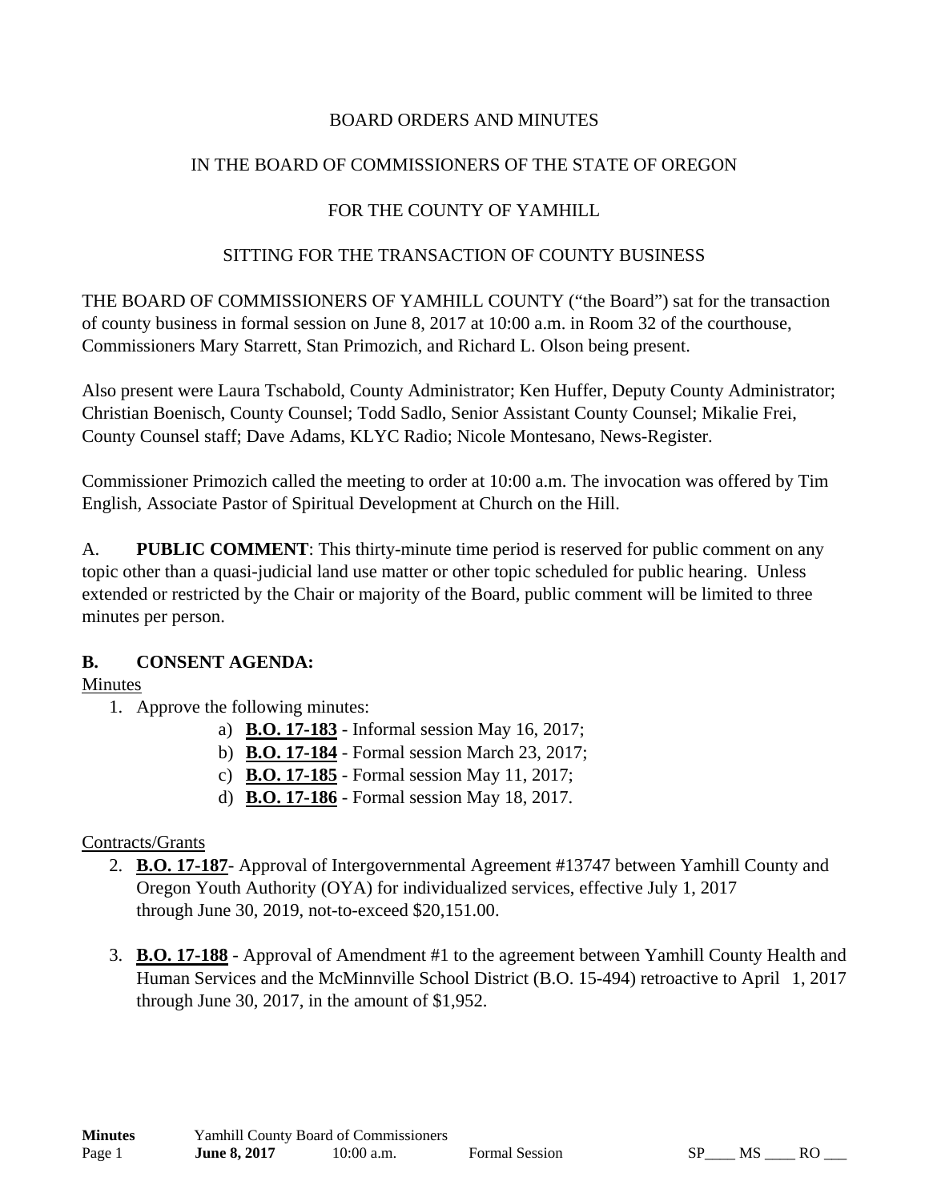BOARD ORDERS AND MINUTES

IN THE BOARD OF COMMISSIONERS OF THE STATE OF OREGON

FOR THE COUNTY OF YAMHILL

SITTING FOR THE TRANSACTION OF COUNTY BUSINESS

THE BOARD OF COMMISSIONERS OF YAMHILL COUNTY ("the Board") sat for the transaction of county business in formal session on June 8, 2017 at 10:00 a.m. in Room 32 of the courthouse, Commissioners Mary Starrett, Stan Primozich, and Richard L. Olson being present.

Also present were Laura Tschabold, County Administrator; Ken Huffer, Deputy County Administrator; Christian Boenisch, County Counsel; Todd Sadlo, Senior Assistant County Counsel; Mikalie Frei, County Counsel staff; Dave Adams, KLYC Radio; Nicole Montesano, News-Register.

Commissioner Primozich called the meeting to order at 10:00 a.m. The invocation was offered by Tim English, Associate Pastor of Spiritual Development at Church on the Hill.

A. **PUBLIC COMMENT**: This thirty-minute time period is reserved for public comment on any topic other than a quasi-judicial land use matter or other topic scheduled for public hearing. Unless extended or restricted by the Chair or majority of the Board, public comment will be limited to three minutes per person.

**B. CONSENT AGENDA:**

Minutes

1. Approve the following minutes:
   a) **B.O. 17-183** - Informal session May 16, 2017;
   b) **B.O. 17-184** - Formal session March 23, 2017;
   c) **B.O. 17-185** - Formal session May 11, 2017;
   d) **B.O. 17-186** - Formal session May 18, 2017.

Contracts/Grants

2. **B.O. 17-187**- Approval of Intergovernmental Agreement #13747 between Yamhill County and Oregon Youth Authority (OYA) for individualized services, effective July 1, 2017 through June 30, 2019, not-to-exceed $20,151.00.

3. **B.O. 17-188** - Approval of Amendment #1 to the agreement between Yamhill County Health and Human Services and the McMinnville School District (B.O. 15-494) retroactive to April 1, 2017 through June 30, 2017, in the amount of $1,952.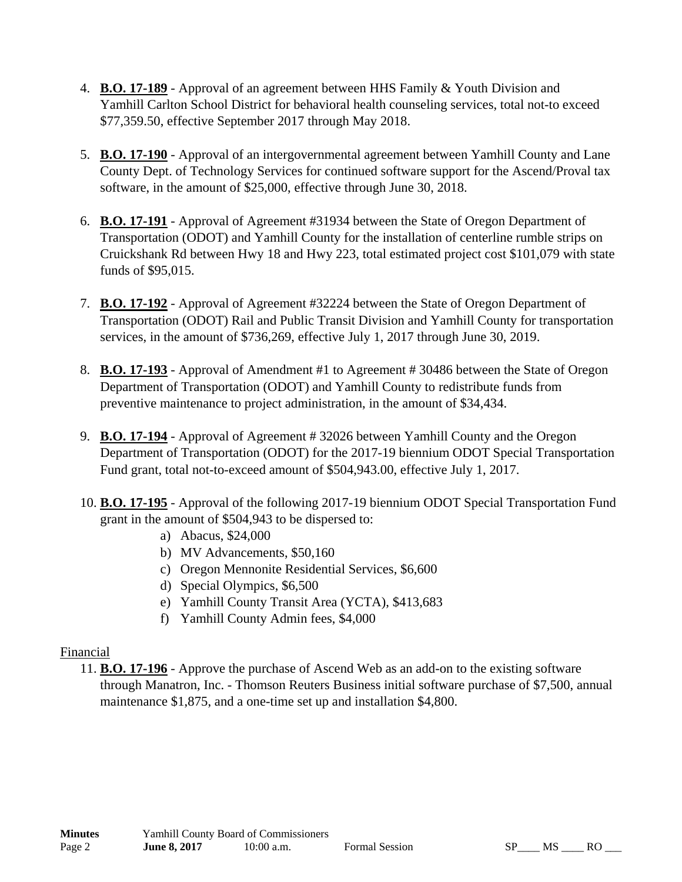4. **B.O. 17-189** - Approval of an agreement between HHS Family & Youth Division and Yamhill Carlton School District for behavioral health counseling services, total not-to exceed $77,359.50, effective September 2017 through May 2018.

5. **B.O. 17-190** - Approval of an intergovernmental agreement between Yamhill County and Lane County Dept. of Technology Services for continued software support for the Ascend/Proval tax software, in the amount of $25,000, effective through June 30, 2018.

6. **B.O. 17-191** - Approval of Agreement #31934 between the State of Oregon Department of Transportation (ODOT) and Yamhill County for the installation of centerline rumble strips on Cruickshank Rd between Hwy 18 and Hwy 223, total estimated project cost $101,079 with state funds of $95,015.

7. **B.O. 17-192** - Approval of Agreement #32224 between the State of Oregon Department of Transportation (ODOT) Rail and Public Transit Division and Yamhill County for transportation services, in the amount of $736,269, effective July 1, 2017 through June 30, 2019.

8. **B.O. 17-193** - Approval of Amendment #1 to Agreement # 30486 between the State of Oregon Department of Transportation (ODOT) and Yamhill County to redistribute funds from preventive maintenance to project administration, in the amount of $34,434.

9. **B.O. 17-194** - Approval of Agreement # 32026 between Yamhill County and the Oregon Department of Transportation (ODOT) for the 2017-19 biennium ODOT Special Transportation Fund grant, total not-to-exceed amount of $504,943.00, effective July 1, 2017.

10. **B.O. 17-195** - Approval of the following 2017-19 biennium ODOT Special Transportation Fund grant in the amount of $504,943 to be dispersed to:
    a) Abacus, $24,000
    b) MV Advancements, $50,160
    c) Oregon Mennonite Residential Services, $6,600
    d) Special Olympics, $6,500
    e) Yamhill County Transit Area (YCTA), $413,683
    f) Yamhill County Admin fees, $4,000

Financial

11. **B.O. 17-196** - Approve the purchase of Ascend Web as an add-on to the existing software through Manatron, Inc. - Thomson Reuters Business initial software purchase of $7,500, annual maintenance $1,875, and a one-time set up and installation $4,800.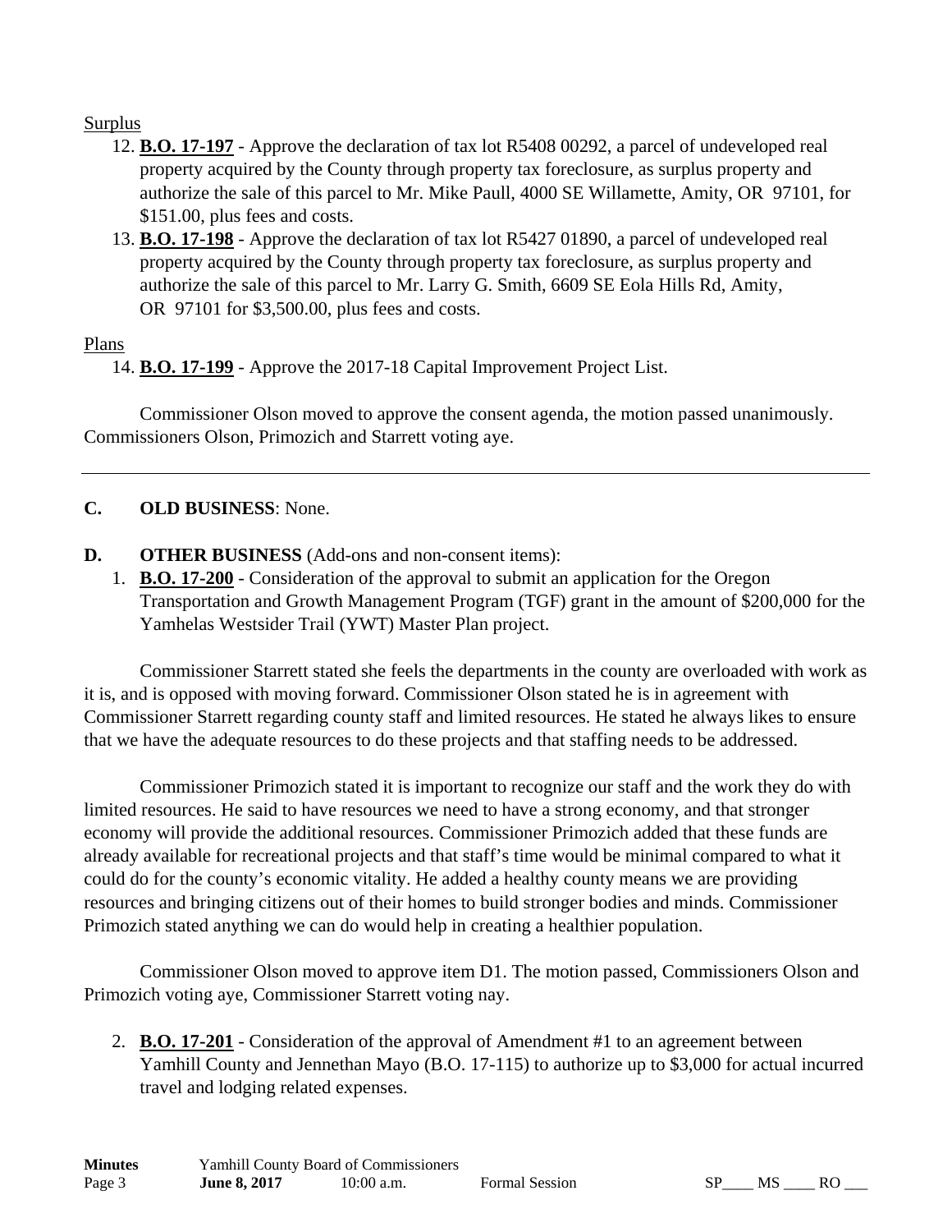Surplus

12. **B.O. 17-197** - Approve the declaration of tax lot R5408 00292, a parcel of undeveloped real property acquired by the County through property tax foreclosure, as surplus property and authorize the sale of this parcel to Mr. Mike Paull, 4000 SE Willamette, Amity, OR 97101, for $151.00, plus fees and costs.
13. **B.O. 17-198** - Approve the declaration of tax lot R5427 01890, a parcel of undeveloped real property acquired by the County through property tax foreclosure, as surplus property and authorize the sale of this parcel to Mr. Larry G. Smith, 6609 SE Eola Hills Rd, Amity, OR 97101 for $3,500.00, plus fees and costs.

Plans

14. **B.O. 17-199** - Approve the 2017-18 Capital Improvement Project List.

Commissioner Olson moved to approve the consent agenda, the motion passed unanimously. Commissioners Olson, Primozich and Starrett voting aye.

---

**C. OLD BUSINESS**: None.

**D. OTHER BUSINESS** (Add-ons and non-consent items):

1. **B.O. 17-200** - Consideration of the approval to submit an application for the Oregon Transportation and Growth Management Program (TGF) grant in the amount of $200,000 for the Yamhelas Westsider Trail (YWT) Master Plan project.

Commissioner Starrett stated she feels the departments in the county are overloaded with work as it is, and is opposed with moving forward. Commissioner Olson stated he is in agreement with Commissioner Starrett regarding county staff and limited resources. He stated he always likes to ensure that we have the adequate resources to do these projects and that staffing needs to be addressed.

Commissioner Primozich stated it is important to recognize our staff and the work they do with limited resources. He said to have resources we need to have a strong economy, and that stronger economy will provide the additional resources. Commissioner Primozich added that these funds are already available for recreational projects and that staff's time would be minimal compared to what it could do for the county's economic vitality. He added a healthy county means we are providing resources and bringing citizens out of their homes to build stronger bodies and minds. Commissioner Primozich stated anything we can do would help in creating a healthier population.

Commissioner Olson moved to approve item D1. The motion passed, Commissioners Olson and Primozich voting aye, Commissioner Starrett voting nay.

2. **B.O. 17-201** - Consideration of the approval of Amendment #1 to an agreement between Yamhill County and Jennethan Mayo (B.O. 17-115) to authorize up to $3,000 for actual incurred travel and lodging related expenses.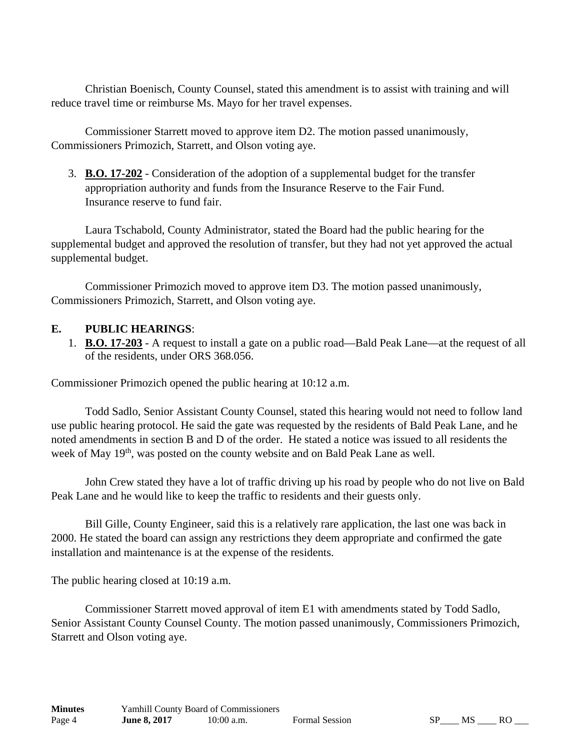Christian Boenisch, County Counsel, stated this amendment is to assist with training and will reduce travel time or reimburse Ms. Mayo for her travel expenses.

Commissioner Starrett moved to approve item D2. The motion passed unanimously, Commissioners Primozich, Starrett, and Olson voting aye.

3. **B.O. 17-202** - Consideration of the adoption of a supplemental budget for the transfer appropriation authority and funds from the Insurance Reserve to the Fair Fund. Insurance reserve to fund fair.

Laura Tschabold, County Administrator, stated the Board had the public hearing for the supplemental budget and approved the resolution of transfer, but they had not yet approved the actual supplemental budget.

Commissioner Primozich moved to approve item D3. The motion passed unanimously, Commissioners Primozich, Starrett, and Olson voting aye.

## E. PUBLIC HEARINGS:

1. **B.O. 17-203** - A request to install a gate on a public road—Bald Peak Lane—at the request of all of the residents, under ORS 368.056.

Commissioner Primozich opened the public hearing at 10:12 a.m.

Todd Sadlo, Senior Assistant County Counsel, stated this hearing would not need to follow land use public hearing protocol. He said the gate was requested by the residents of Bald Peak Lane, and he noted amendments in section B and D of the order. He stated a notice was issued to all residents the week of May 19th, was posted on the county website and on Bald Peak Lane as well.

John Crew stated they have a lot of traffic driving up his road by people who do not live on Bald Peak Lane and he would like to keep the traffic to residents and their guests only.

Bill Gille, County Engineer, said this is a relatively rare application, the last one was back in 2000. He stated the board can assign any restrictions they deem appropriate and confirmed the gate installation and maintenance is at the expense of the residents.

The public hearing closed at 10:19 a.m.

Commissioner Starrett moved approval of item E1 with amendments stated by Todd Sadlo, Senior Assistant County Counsel County. The motion passed unanimously, Commissioners Primozich, Starrett and Olson voting aye.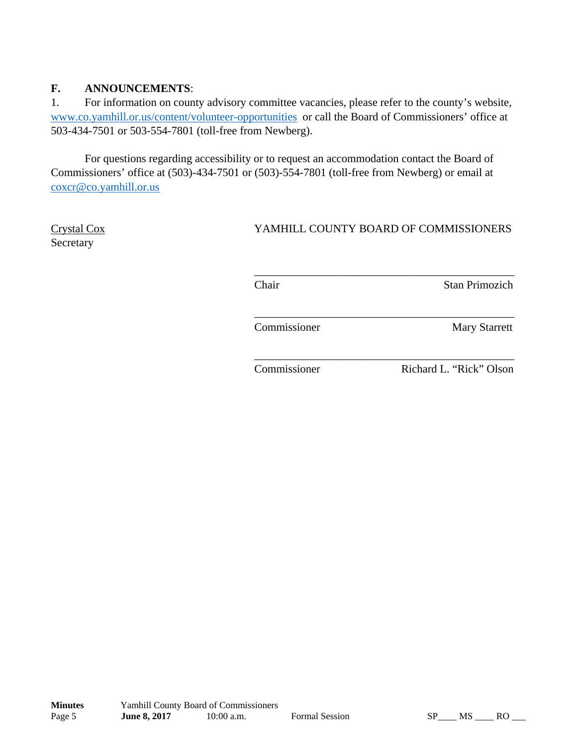**F. ANNOUNCEMENTS**:

1. For information on county advisory committee vacancies, please refer to the county's website, [www.co.yamhill.or.us/content/volunteer-opportunities](http://www.co.yamhill.or.us/content/volunteer-opportunities) or call the Board of Commissioners' office at 503-434-7501 or 503-554-7801 (toll-free from Newberg).

For questions regarding accessibility or to request an accommodation contact the Board of Commissioners' office at (503)-434-7501 or (503)-554-7801 (toll-free from Newberg) or email at [coxcr@co.yamhill.or.us](mailto:coxcr@co.yamhill.or.us)

Crystal Cox
Secretary

YAMHILL COUNTY BOARD OF COMMISSIONERS

\_\_\_\_\_\_\_\_\_\_\_\_\_\_\_\_\_\_\_\_\_\_\_\_\_\_\_\_\_\_\_\_\_\_\_\_\_\_\_\_
Chair Stan Primozich

\_\_\_\_\_\_\_\_\_\_\_\_\_\_\_\_\_\_\_\_\_\_\_\_\_\_\_\_\_\_\_\_\_\_\_\_\_\_\_\_
Commissioner Mary Starrett

\_\_\_\_\_\_\_\_\_\_\_\_\_\_\_\_\_\_\_\_\_\_\_\_\_\_\_\_\_\_\_\_\_\_\_\_\_\_\_\_
Commissioner Richard L. "Rick" Olson